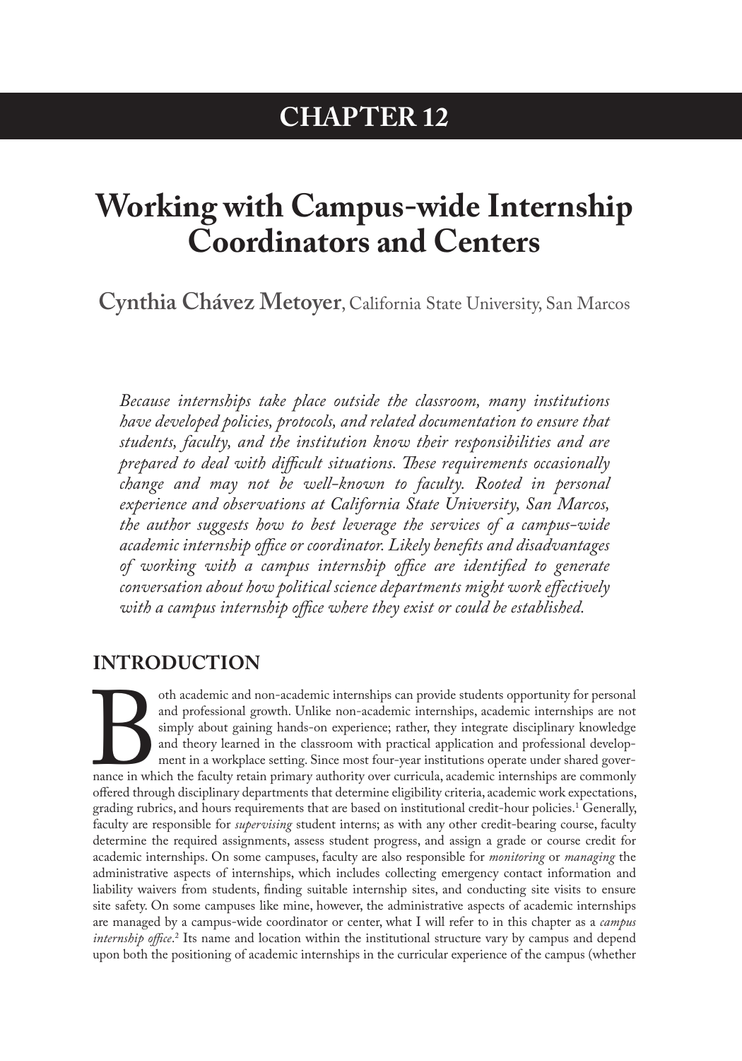# CHAPTER 12

# Working with Campus-wide Internship Coordinators and Centers

**Cynthia Chávez Metoyer**, California State University, San Marcos

*Because internships take place outside the classroom, many institutions have developed policies, protocols, and related documentation to ensure that students, faculty, and the institution know their responsibilities and are prepared to deal with difficult situations. These requirements occasionally change and may not be well-known to faculty. Rooted in personal experience and observations at California State University, San Marcos, the author suggests how to best leverage the services of a campus-wide academic internship office or coordinator. Likely benefits and disadvantages of working with a campus internship office are identified to generate conversation about how political science departments might work effectively with a campus internship office where they exist or could be established.*

## INTRODUCTION

Both academic and non-academic internships can provide students opportunity for personal and professional growth. Unlike non-academic internships, academic internships are not simply about gaining hands-on experience; rather, they integrate disciplinary knowledge and theory learned in the classroom with practical application and professional development in a workplace setting. Since most four-year institutions operate under shared governance in which the faculty retain primary authority over curricula, academic internships are commonly offered through disciplinary departments that determine eligibility criteria, academic work expectations, grading rubrics, and hours requirements that are based on institutional credit-hour policies.[1] Generally, faculty are responsible for *supervising* student interns; as with any other credit-bearing course, faculty determine the required assignments, assess student progress, and assign a grade or course credit for academic internships. On some campuses, faculty are also responsible for *monitoring* or *managing* the administrative aspects of internships, which includes collecting emergency contact information and liability waivers from students, finding suitable internship sites, and conducting site visits to ensure site safety. On some campuses like mine, however, the administrative aspects of academic internships are managed by a campus-wide coordinator or center, what I will refer to in this chapter as a *campus internship office*.[2] Its name and location within the institutional structure vary by campus and depend upon both the positioning of academic internships in the curricular experience of the campus (whether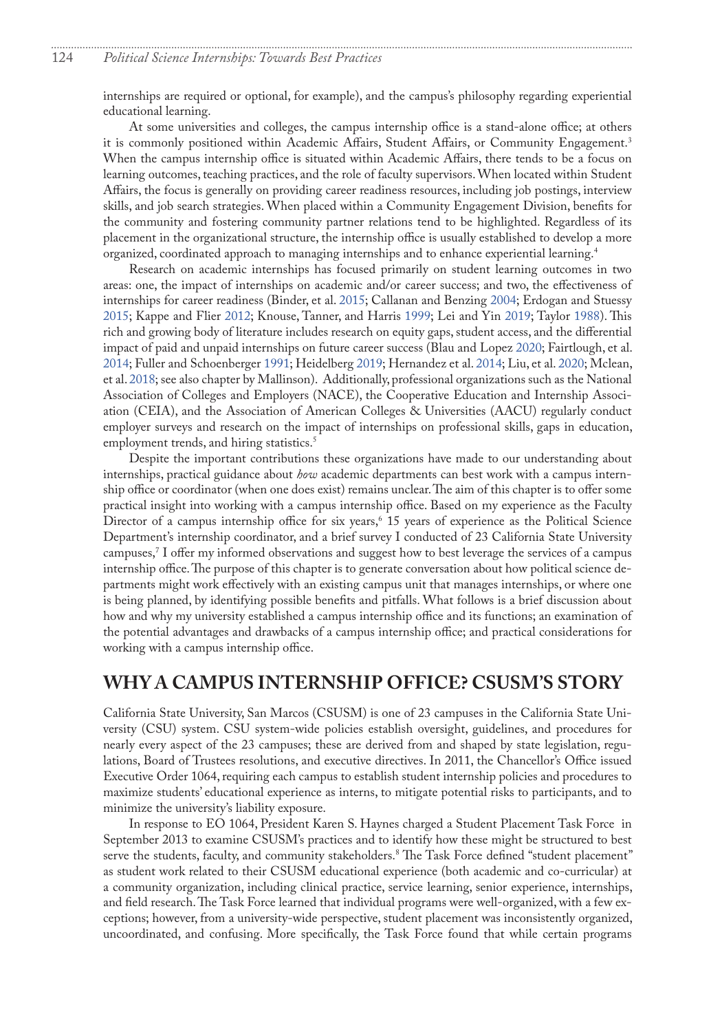internships are required or optional, for example), and the campus's philosophy regarding experiential educational learning.

At some universities and colleges, the campus internship office is a stand-alone office; at others it is commonly positioned within Academic Affairs, Student Affairs, or Community Engagement.[3] When the campus internship office is situated within Academic Affairs, there tends to be a focus on learning outcomes, teaching practices, and the role of faculty supervisors. When located within Student Affairs, the focus is generally on providing career readiness resources, including job postings, interview skills, and job search strategies. When placed within a Community Engagement Division, benefits for the community and fostering community partner relations tend to be highlighted. Regardless of its placement in the organizational structure, the internship office is usually established to develop a more organized, coordinated approach to managing internships and to enhance experiential learning.[4]

Research on academic internships has focused primarily on student learning outcomes in two areas: one, the impact of internships on academic and/or career success; and two, the effectiveness of internships for career readiness (Binder, et al. 2015; Callanan and Benzing 2004; Erdogan and Stuessy 2015; Kappe and Flier 2012; Knouse, Tanner, and Harris 1999; Lei and Yin 2019; Taylor 1988). This rich and growing body of literature includes research on equity gaps, student access, and the differential impact of paid and unpaid internships on future career success (Blau and Lopez 2020; Fairtlough, et al. 2014; Fuller and Schoenberger 1991; Heidelberg 2019; Hernandez et al. 2014; Liu, et al. 2020; Mclean, et al. 2018; see also chapter by Mallinson). Additionally, professional organizations such as the National Association of Colleges and Employers (NACE), the Cooperative Education and Internship Association (CEIA), and the Association of American Colleges & Universities (AACU) regularly conduct employer surveys and research on the impact of internships on professional skills, gaps in education, employment trends, and hiring statistics.[5]

Despite the important contributions these organizations have made to our understanding about internships, practical guidance about *how* academic departments can best work with a campus internship office or coordinator (when one does exist) remains unclear. The aim of this chapter is to offer some practical insight into working with a campus internship office. Based on my experience as the Faculty Director of a campus internship office for six years,[6] 15 years of experience as the Political Science Department's internship coordinator, and a brief survey I conducted of 23 California State University campuses,[7] I offer my informed observations and suggest how to best leverage the services of a campus internship office. The purpose of this chapter is to generate conversation about how political science departments might work effectively with an existing campus unit that manages internships, or where one is being planned, by identifying possible benefits and pitfalls. What follows is a brief discussion about how and why my university established a campus internship office and its functions; an examination of the potential advantages and drawbacks of a campus internship office; and practical considerations for working with a campus internship office.

## WHY A CAMPUS INTERNSHIP OFFICE? CSUSM'S STORY

California State University, San Marcos (CSUSM) is one of 23 campuses in the California State University (CSU) system. CSU system-wide policies establish oversight, guidelines, and procedures for nearly every aspect of the 23 campuses; these are derived from and shaped by state legislation, regulations, Board of Trustees resolutions, and executive directives. In 2011, the Chancellor's Office issued Executive Order 1064, requiring each campus to establish student internship policies and procedures to maximize students' educational experience as interns, to mitigate potential risks to participants, and to minimize the university's liability exposure.

In response to EO 1064, President Karen S. Haynes charged a Student Placement Task Force in September 2013 to examine CSUSM's practices and to identify how these might be structured to best serve the students, faculty, and community stakeholders.[8] The Task Force defined "student placement" as student work related to their CSUSM educational experience (both academic and co-curricular) at a community organization, including clinical practice, service learning, senior experience, internships, and field research. The Task Force learned that individual programs were well-organized, with a few exceptions; however, from a university-wide perspective, student placement was inconsistently organized, uncoordinated, and confusing. More specifically, the Task Force found that while certain programs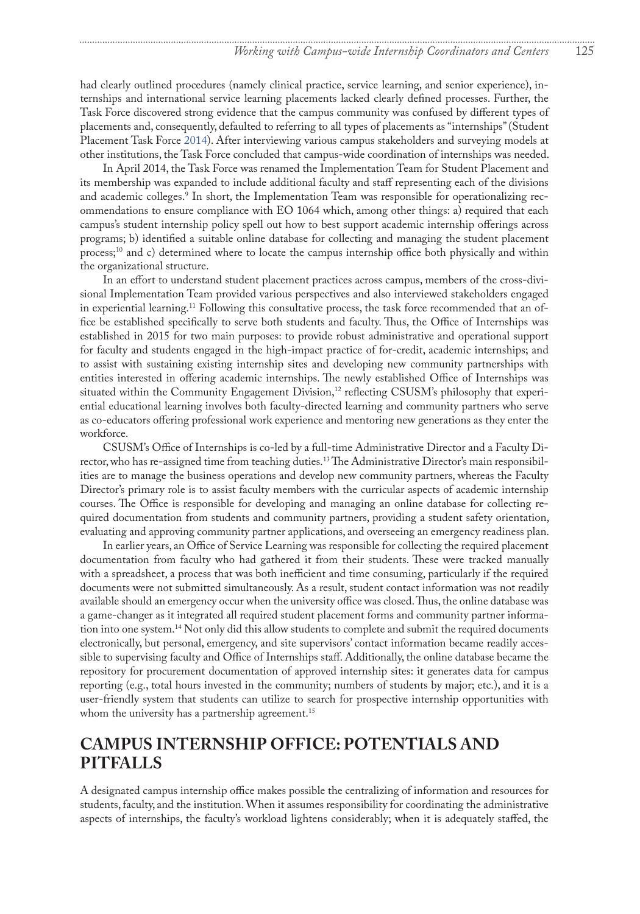had clearly outlined procedures (namely clinical practice, service learning, and senior experience), internships and international service learning placements lacked clearly defined processes. Further, the Task Force discovered strong evidence that the campus community was confused by different types of placements and, consequently, defaulted to referring to all types of placements as "internships" (Student Placement Task Force 2014). After interviewing various campus stakeholders and surveying models at other institutions, the Task Force concluded that campus-wide coordination of internships was needed.

In April 2014, the Task Force was renamed the Implementation Team for Student Placement and its membership was expanded to include additional faculty and staff representing each of the divisions and academic colleges.[9] In short, the Implementation Team was responsible for operationalizing recommendations to ensure compliance with EO 1064 which, among other things: a) required that each campus's student internship policy spell out how to best support academic internship offerings across programs; b) identified a suitable online database for collecting and managing the student placement process;[10] and c) determined where to locate the campus internship office both physically and within the organizational structure.

In an effort to understand student placement practices across campus, members of the cross-divisional Implementation Team provided various perspectives and also interviewed stakeholders engaged in experiential learning.[11] Following this consultative process, the task force recommended that an office be established specifically to serve both students and faculty. Thus, the Office of Internships was established in 2015 for two main purposes: to provide robust administrative and operational support for faculty and students engaged in the high-impact practice of for-credit, academic internships; and to assist with sustaining existing internship sites and developing new community partnerships with entities interested in offering academic internships. The newly established Office of Internships was situated within the Community Engagement Division,[12] reflecting CSUSM's philosophy that experiential educational learning involves both faculty-directed learning and community partners who serve as co-educators offering professional work experience and mentoring new generations as they enter the workforce.

CSUSM's Office of Internships is co-led by a full-time Administrative Director and a Faculty Director, who has re-assigned time from teaching duties.[13] The Administrative Director's main responsibilities are to manage the business operations and develop new community partners, whereas the Faculty Director's primary role is to assist faculty members with the curricular aspects of academic internship courses. The Office is responsible for developing and managing an online database for collecting required documentation from students and community partners, providing a student safety orientation, evaluating and approving community partner applications, and overseeing an emergency readiness plan.

In earlier years, an Office of Service Learning was responsible for collecting the required placement documentation from faculty who had gathered it from their students. These were tracked manually with a spreadsheet, a process that was both inefficient and time consuming, particularly if the required documents were not submitted simultaneously. As a result, student contact information was not readily available should an emergency occur when the university office was closed. Thus, the online database was a game-changer as it integrated all required student placement forms and community partner information into one system.[14] Not only did this allow students to complete and submit the required documents electronically, but personal, emergency, and site supervisors' contact information became readily accessible to supervising faculty and Office of Internships staff. Additionally, the online database became the repository for procurement documentation of approved internship sites: it generates data for campus reporting (e.g., total hours invested in the community; numbers of students by major; etc.), and it is a user-friendly system that students can utilize to search for prospective internship opportunities with whom the university has a partnership agreement.[15]

## CAMPUS INTERNSHIP OFFICE: POTENTIALS AND PITFALLS

A designated campus internship office makes possible the centralizing of information and resources for students, faculty, and the institution. When it assumes responsibility for coordinating the administrative aspects of internships, the faculty's workload lightens considerably; when it is adequately staffed, the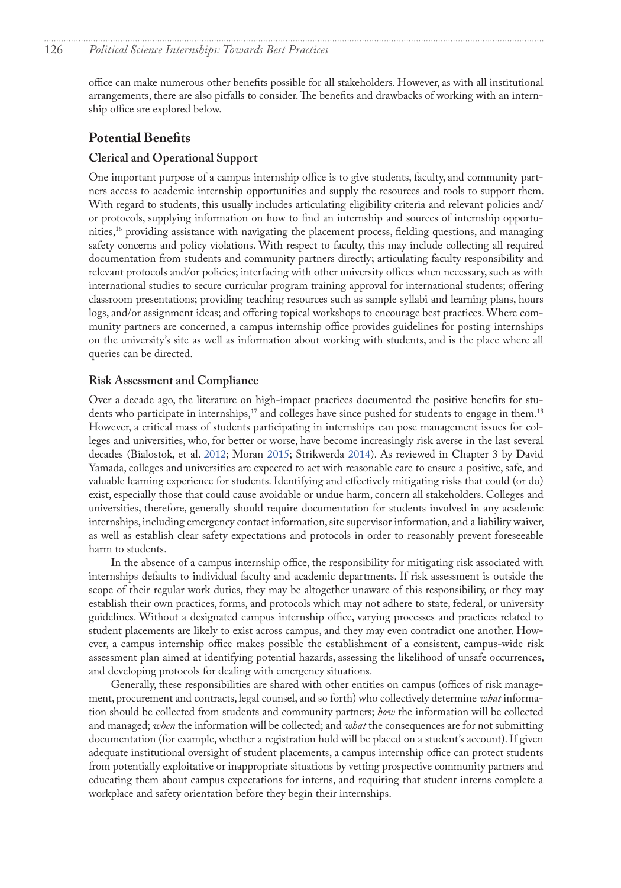office can make numerous other benefits possible for all stakeholders. However, as with all institutional arrangements, there are also pitfalls to consider. The benefits and drawbacks of working with an internship office are explored below.

## Potential Benefits

### Clerical and Operational Support

One important purpose of a campus internship office is to give students, faculty, and community partners access to academic internship opportunities and supply the resources and tools to support them. With regard to students, this usually includes articulating eligibility criteria and relevant policies and/or protocols, supplying information on how to find an internship and sources of internship opportunities,[16] providing assistance with navigating the placement process, fielding questions, and managing safety concerns and policy violations. With respect to faculty, this may include collecting all required documentation from students and community partners directly; articulating faculty responsibility and relevant protocols and/or policies; interfacing with other university offices when necessary, such as with international studies to secure curricular program training approval for international students; offering classroom presentations; providing teaching resources such as sample syllabi and learning plans, hours logs, and/or assignment ideas; and offering topical workshops to encourage best practices. Where community partners are concerned, a campus internship office provides guidelines for posting internships on the university's site as well as information about working with students, and is the place where all queries can be directed.

### Risk Assessment and Compliance

Over a decade ago, the literature on high-impact practices documented the positive benefits for students who participate in internships,[17] and colleges have since pushed for students to engage in them.[18] However, a critical mass of students participating in internships can pose management issues for colleges and universities, who, for better or worse, have become increasingly risk averse in the last several decades (Bialostok, et al. 2012; Moran 2015; Strikwerda 2014). As reviewed in Chapter 3 by David Yamada, colleges and universities are expected to act with reasonable care to ensure a positive, safe, and valuable learning experience for students. Identifying and effectively mitigating risks that could (or do) exist, especially those that could cause avoidable or undue harm, concern all stakeholders. Colleges and universities, therefore, generally should require documentation for students involved in any academic internships, including emergency contact information, site supervisor information, and a liability waiver, as well as establish clear safety expectations and protocols in order to reasonably prevent foreseeable harm to students.

In the absence of a campus internship office, the responsibility for mitigating risk associated with internships defaults to individual faculty and academic departments. If risk assessment is outside the scope of their regular work duties, they may be altogether unaware of this responsibility, or they may establish their own practices, forms, and protocols which may not adhere to state, federal, or university guidelines. Without a designated campus internship office, varying processes and practices related to student placements are likely to exist across campus, and they may even contradict one another. However, a campus internship office makes possible the establishment of a consistent, campus-wide risk assessment plan aimed at identifying potential hazards, assessing the likelihood of unsafe occurrences, and developing protocols for dealing with emergency situations.

Generally, these responsibilities are shared with other entities on campus (offices of risk management, procurement and contracts, legal counsel, and so forth) who collectively determine *what* information should be collected from students and community partners; *how* the information will be collected and managed; *when* the information will be collected; and *what* the consequences are for not submitting documentation (for example, whether a registration hold will be placed on a student's account). If given adequate institutional oversight of student placements, a campus internship office can protect students from potentially exploitative or inappropriate situations by vetting prospective community partners and educating them about campus expectations for interns, and requiring that student interns complete a workplace and safety orientation before they begin their internships.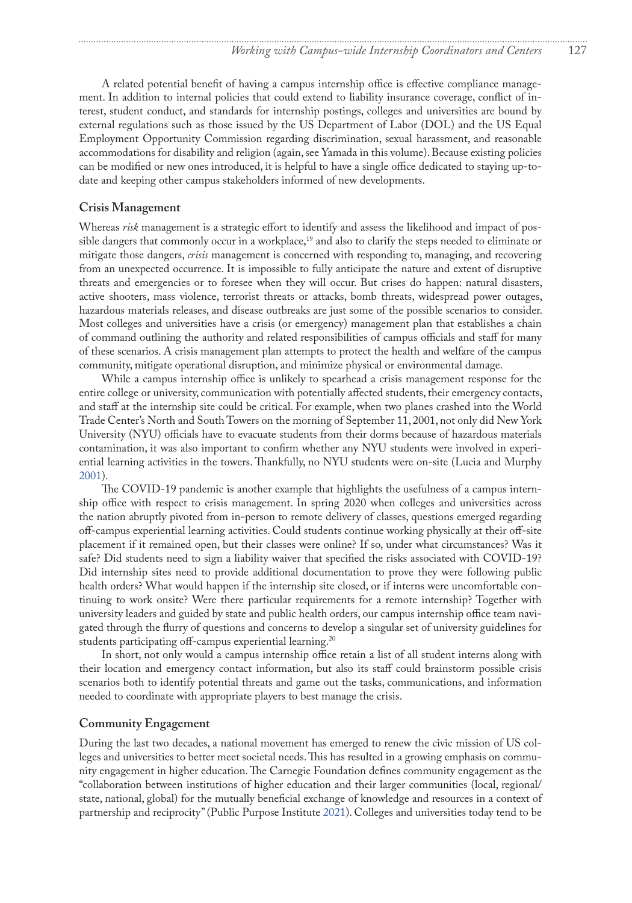A related potential benefit of having a campus internship office is effective compliance management. In addition to internal policies that could extend to liability insurance coverage, conflict of interest, student conduct, and standards for internship postings, colleges and universities are bound by external regulations such as those issued by the US Department of Labor (DOL) and the US Equal Employment Opportunity Commission regarding discrimination, sexual harassment, and reasonable accommodations for disability and religion (again, see Yamada in this volume). Because existing policies can be modified or new ones introduced, it is helpful to have a single office dedicated to staying up-to-date and keeping other campus stakeholders informed of new developments.

### Crisis Management

Whereas *risk* management is a strategic effort to identify and assess the likelihood and impact of possible dangers that commonly occur in a workplace,[19] and also to clarify the steps needed to eliminate or mitigate those dangers, *crisis* management is concerned with responding to, managing, and recovering from an unexpected occurrence. It is impossible to fully anticipate the nature and extent of disruptive threats and emergencies or to foresee when they will occur. But crises do happen: natural disasters, active shooters, mass violence, terrorist threats or attacks, bomb threats, widespread power outages, hazardous materials releases, and disease outbreaks are just some of the possible scenarios to consider. Most colleges and universities have a crisis (or emergency) management plan that establishes a chain of command outlining the authority and related responsibilities of campus officials and staff for many of these scenarios. A crisis management plan attempts to protect the health and welfare of the campus community, mitigate operational disruption, and minimize physical or environmental damage.

While a campus internship office is unlikely to spearhead a crisis management response for the entire college or university, communication with potentially affected students, their emergency contacts, and staff at the internship site could be critical. For example, when two planes crashed into the World Trade Center's North and South Towers on the morning of September 11, 2001, not only did New York University (NYU) officials have to evacuate students from their dorms because of hazardous materials contamination, it was also important to confirm whether any NYU students were involved in experiential learning activities in the towers. Thankfully, no NYU students were on-site (Lucia and Murphy 2001).

The COVID-19 pandemic is another example that highlights the usefulness of a campus internship office with respect to crisis management. In spring 2020 when colleges and universities across the nation abruptly pivoted from in-person to remote delivery of classes, questions emerged regarding off-campus experiential learning activities. Could students continue working physically at their off-site placement if it remained open, but their classes were online? If so, under what circumstances? Was it safe? Did students need to sign a liability waiver that specified the risks associated with COVID-19? Did internship sites need to provide additional documentation to prove they were following public health orders? What would happen if the internship site closed, or if interns were uncomfortable continuing to work onsite? Were there particular requirements for a remote internship? Together with university leaders and guided by state and public health orders, our campus internship office team navigated through the flurry of questions and concerns to develop a singular set of university guidelines for students participating off-campus experiential learning.[20]

In short, not only would a campus internship office retain a list of all student interns along with their location and emergency contact information, but also its staff could brainstorm possible crisis scenarios both to identify potential threats and game out the tasks, communications, and information needed to coordinate with appropriate players to best manage the crisis.

### Community Engagement

During the last two decades, a national movement has emerged to renew the civic mission of US colleges and universities to better meet societal needs. This has resulted in a growing emphasis on community engagement in higher education. The Carnegie Foundation defines community engagement as the "collaboration between institutions of higher education and their larger communities (local, regional/state, national, global) for the mutually beneficial exchange of knowledge and resources in a context of partnership and reciprocity" (Public Purpose Institute 2021). Colleges and universities today tend to be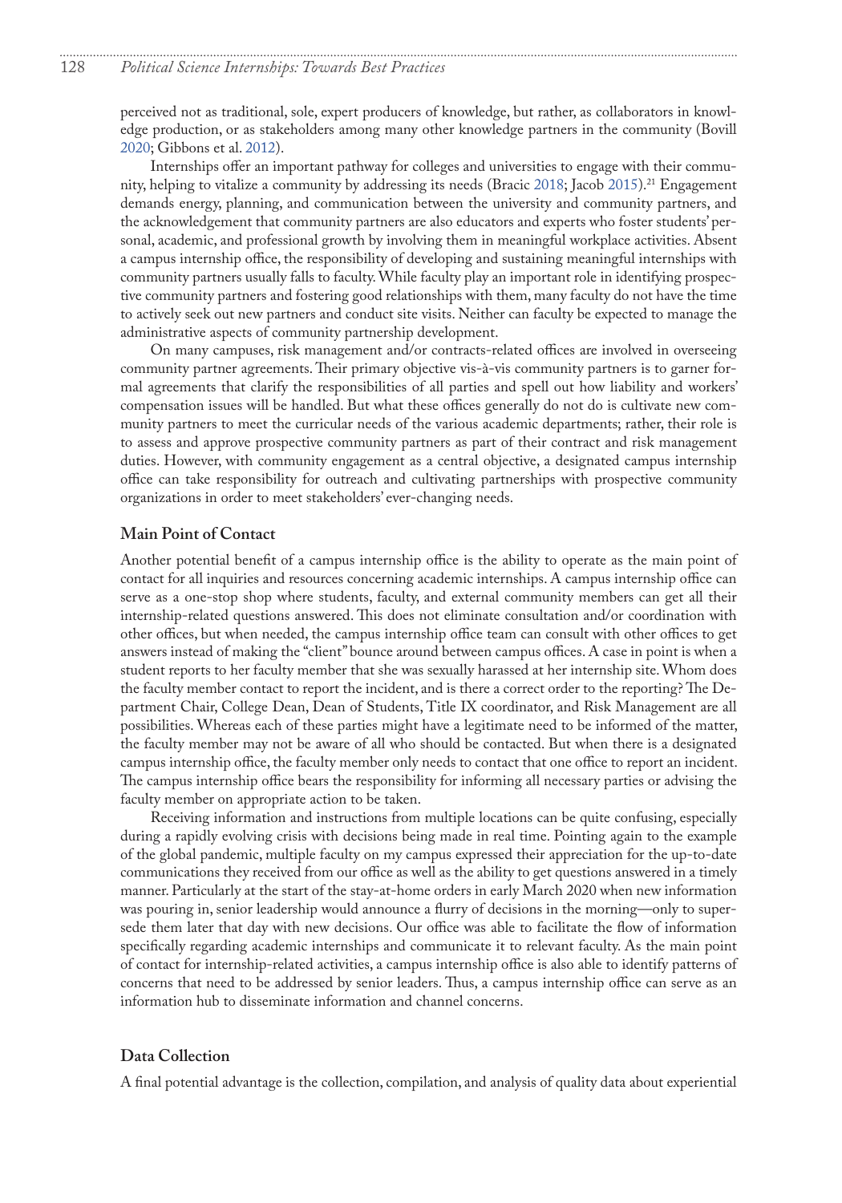perceived not as traditional, sole, expert producers of knowledge, but rather, as collaborators in knowledge production, or as stakeholders among many other knowledge partners in the community (Bovill 2020; Gibbons et al. 2012).

Internships offer an important pathway for colleges and universities to engage with their community, helping to vitalize a community by addressing its needs (Bracic 2018; Jacob 2015).[21] Engagement demands energy, planning, and communication between the university and community partners, and the acknowledgement that community partners are also educators and experts who foster students' personal, academic, and professional growth by involving them in meaningful workplace activities. Absent a campus internship office, the responsibility of developing and sustaining meaningful internships with community partners usually falls to faculty. While faculty play an important role in identifying prospective community partners and fostering good relationships with them, many faculty do not have the time to actively seek out new partners and conduct site visits. Neither can faculty be expected to manage the administrative aspects of community partnership development.

On many campuses, risk management and/or contracts-related offices are involved in overseeing community partner agreements. Their primary objective vis-à-vis community partners is to garner formal agreements that clarify the responsibilities of all parties and spell out how liability and workers' compensation issues will be handled. But what these offices generally do not do is cultivate new community partners to meet the curricular needs of the various academic departments; rather, their role is to assess and approve prospective community partners as part of their contract and risk management duties. However, with community engagement as a central objective, a designated campus internship office can take responsibility for outreach and cultivating partnerships with prospective community organizations in order to meet stakeholders' ever-changing needs.

### Main Point of Contact

Another potential benefit of a campus internship office is the ability to operate as the main point of contact for all inquiries and resources concerning academic internships. A campus internship office can serve as a one-stop shop where students, faculty, and external community members can get all their internship-related questions answered. This does not eliminate consultation and/or coordination with other offices, but when needed, the campus internship office team can consult with other offices to get answers instead of making the "client" bounce around between campus offices. A case in point is when a student reports to her faculty member that she was sexually harassed at her internship site. Whom does the faculty member contact to report the incident, and is there a correct order to the reporting? The Department Chair, College Dean, Dean of Students, Title IX coordinator, and Risk Management are all possibilities. Whereas each of these parties might have a legitimate need to be informed of the matter, the faculty member may not be aware of all who should be contacted. But when there is a designated campus internship office, the faculty member only needs to contact that one office to report an incident. The campus internship office bears the responsibility for informing all necessary parties or advising the faculty member on appropriate action to be taken.

Receiving information and instructions from multiple locations can be quite confusing, especially during a rapidly evolving crisis with decisions being made in real time. Pointing again to the example of the global pandemic, multiple faculty on my campus expressed their appreciation for the up-to-date communications they received from our office as well as the ability to get questions answered in a timely manner. Particularly at the start of the stay-at-home orders in early March 2020 when new information was pouring in, senior leadership would announce a flurry of decisions in the morning—only to supersede them later that day with new decisions. Our office was able to facilitate the flow of information specifically regarding academic internships and communicate it to relevant faculty. As the main point of contact for internship-related activities, a campus internship office is also able to identify patterns of concerns that need to be addressed by senior leaders. Thus, a campus internship office can serve as an information hub to disseminate information and channel concerns.

### Data Collection

A final potential advantage is the collection, compilation, and analysis of quality data about experiential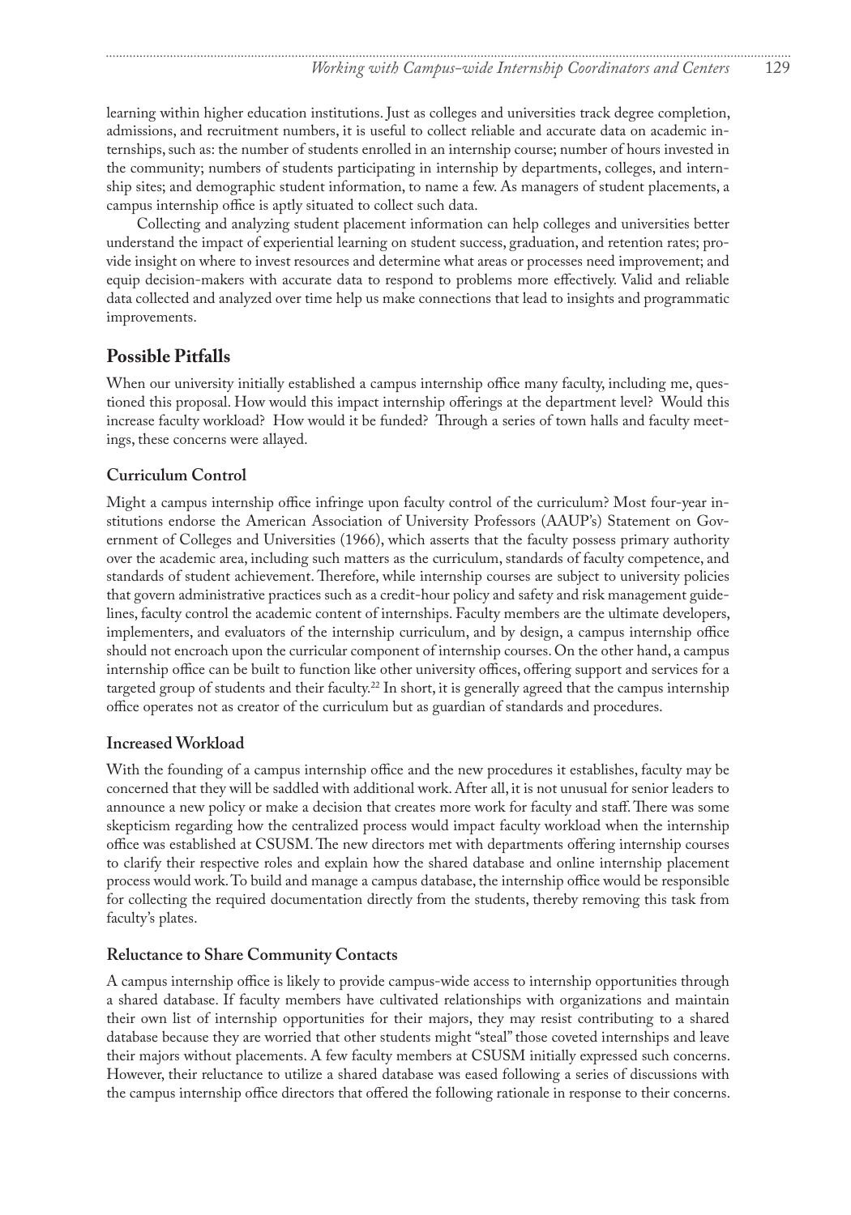learning within higher education institutions. Just as colleges and universities track degree completion, admissions, and recruitment numbers, it is useful to collect reliable and accurate data on academic internships, such as: the number of students enrolled in an internship course; number of hours invested in the community; numbers of students participating in internship by departments, colleges, and internship sites; and demographic student information, to name a few. As managers of student placements, a campus internship office is aptly situated to collect such data.

Collecting and analyzing student placement information can help colleges and universities better understand the impact of experiential learning on student success, graduation, and retention rates; provide insight on where to invest resources and determine what areas or processes need improvement; and equip decision-makers with accurate data to respond to problems more effectively. Valid and reliable data collected and analyzed over time help us make connections that lead to insights and programmatic improvements.

## Possible Pitfalls

When our university initially established a campus internship office many faculty, including me, questioned this proposal. How would this impact internship offerings at the department level? Would this increase faculty workload? How would it be funded? Through a series of town halls and faculty meetings, these concerns were allayed.

### Curriculum Control

Might a campus internship office infringe upon faculty control of the curriculum? Most four-year institutions endorse the American Association of University Professors (AAUP's) Statement on Government of Colleges and Universities (1966), which asserts that the faculty possess primary authority over the academic area, including such matters as the curriculum, standards of faculty competence, and standards of student achievement. Therefore, while internship courses are subject to university policies that govern administrative practices such as a credit-hour policy and safety and risk management guidelines, faculty control the academic content of internships. Faculty members are the ultimate developers, implementers, and evaluators of the internship curriculum, and by design, a campus internship office should not encroach upon the curricular component of internship courses. On the other hand, a campus internship office can be built to function like other university offices, offering support and services for a targeted group of students and their faculty.[22] In short, it is generally agreed that the campus internship office operates not as creator of the curriculum but as guardian of standards and procedures.

### Increased Workload

With the founding of a campus internship office and the new procedures it establishes, faculty may be concerned that they will be saddled with additional work. After all, it is not unusual for senior leaders to announce a new policy or make a decision that creates more work for faculty and staff. There was some skepticism regarding how the centralized process would impact faculty workload when the internship office was established at CSUSM. The new directors met with departments offering internship courses to clarify their respective roles and explain how the shared database and online internship placement process would work. To build and manage a campus database, the internship office would be responsible for collecting the required documentation directly from the students, thereby removing this task from faculty's plates.

### Reluctance to Share Community Contacts

A campus internship office is likely to provide campus-wide access to internship opportunities through a shared database. If faculty members have cultivated relationships with organizations and maintain their own list of internship opportunities for their majors, they may resist contributing to a shared database because they are worried that other students might "steal" those coveted internships and leave their majors without placements. A few faculty members at CSUSM initially expressed such concerns. However, their reluctance to utilize a shared database was eased following a series of discussions with the campus internship office directors that offered the following rationale in response to their concerns.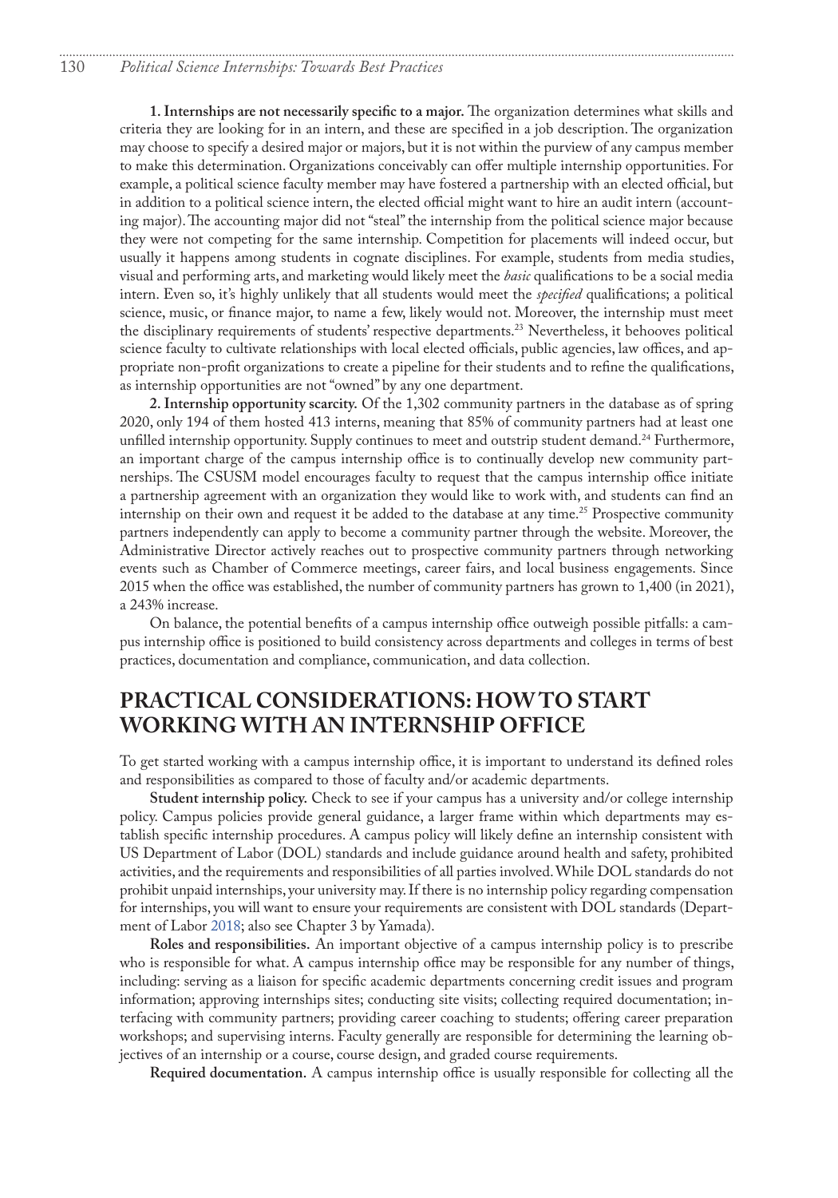**1. Internships are not necessarily specific to a major.** The organization determines what skills and criteria they are looking for in an intern, and these are specified in a job description. The organization may choose to specify a desired major or majors, but it is not within the purview of any campus member to make this determination. Organizations conceivably can offer multiple internship opportunities. For example, a political science faculty member may have fostered a partnership with an elected official, but in addition to a political science intern, the elected official might want to hire an audit intern (accounting major). The accounting major did not "steal" the internship from the political science major because they were not competing for the same internship. Competition for placements will indeed occur, but usually it happens among students in cognate disciplines. For example, students from media studies, visual and performing arts, and marketing would likely meet the *basic* qualifications to be a social media intern. Even so, it's highly unlikely that all students would meet the *specified* qualifications; a political science, music, or finance major, to name a few, likely would not. Moreover, the internship must meet the disciplinary requirements of students' respective departments.[23] Nevertheless, it behooves political science faculty to cultivate relationships with local elected officials, public agencies, law offices, and appropriate non-profit organizations to create a pipeline for their students and to refine the qualifications, as internship opportunities are not "owned" by any one department.

**2. Internship opportunity scarcity.** Of the 1,302 community partners in the database as of spring 2020, only 194 of them hosted 413 interns, meaning that 85% of community partners had at least one unfilled internship opportunity. Supply continues to meet and outstrip student demand.[24] Furthermore, an important charge of the campus internship office is to continually develop new community partnerships. The CSUSM model encourages faculty to request that the campus internship office initiate a partnership agreement with an organization they would like to work with, and students can find an internship on their own and request it be added to the database at any time.[25] Prospective community partners independently can apply to become a community partner through the website. Moreover, the Administrative Director actively reaches out to prospective community partners through networking events such as Chamber of Commerce meetings, career fairs, and local business engagements. Since 2015 when the office was established, the number of community partners has grown to 1,400 (in 2021), a 243% increase.

On balance, the potential benefits of a campus internship office outweigh possible pitfalls: a campus internship office is positioned to build consistency across departments and colleges in terms of best practices, documentation and compliance, communication, and data collection.

## PRACTICAL CONSIDERATIONS: HOW TO START WORKING WITH AN INTERNSHIP OFFICE

To get started working with a campus internship office, it is important to understand its defined roles and responsibilities as compared to those of faculty and/or academic departments.

**Student internship policy.** Check to see if your campus has a university and/or college internship policy. Campus policies provide general guidance, a larger frame within which departments may establish specific internship procedures. A campus policy will likely define an internship consistent with US Department of Labor (DOL) standards and include guidance around health and safety, prohibited activities, and the requirements and responsibilities of all parties involved. While DOL standards do not prohibit unpaid internships, your university may. If there is no internship policy regarding compensation for internships, you will want to ensure your requirements are consistent with DOL standards (Department of Labor 2018; also see Chapter 3 by Yamada).

**Roles and responsibilities.** An important objective of a campus internship policy is to prescribe who is responsible for what. A campus internship office may be responsible for any number of things, including: serving as a liaison for specific academic departments concerning credit issues and program information; approving internships sites; conducting site visits; collecting required documentation; interfacing with community partners; providing career coaching to students; offering career preparation workshops; and supervising interns. Faculty generally are responsible for determining the learning objectives of an internship or a course, course design, and graded course requirements.

**Required documentation.** A campus internship office is usually responsible for collecting all the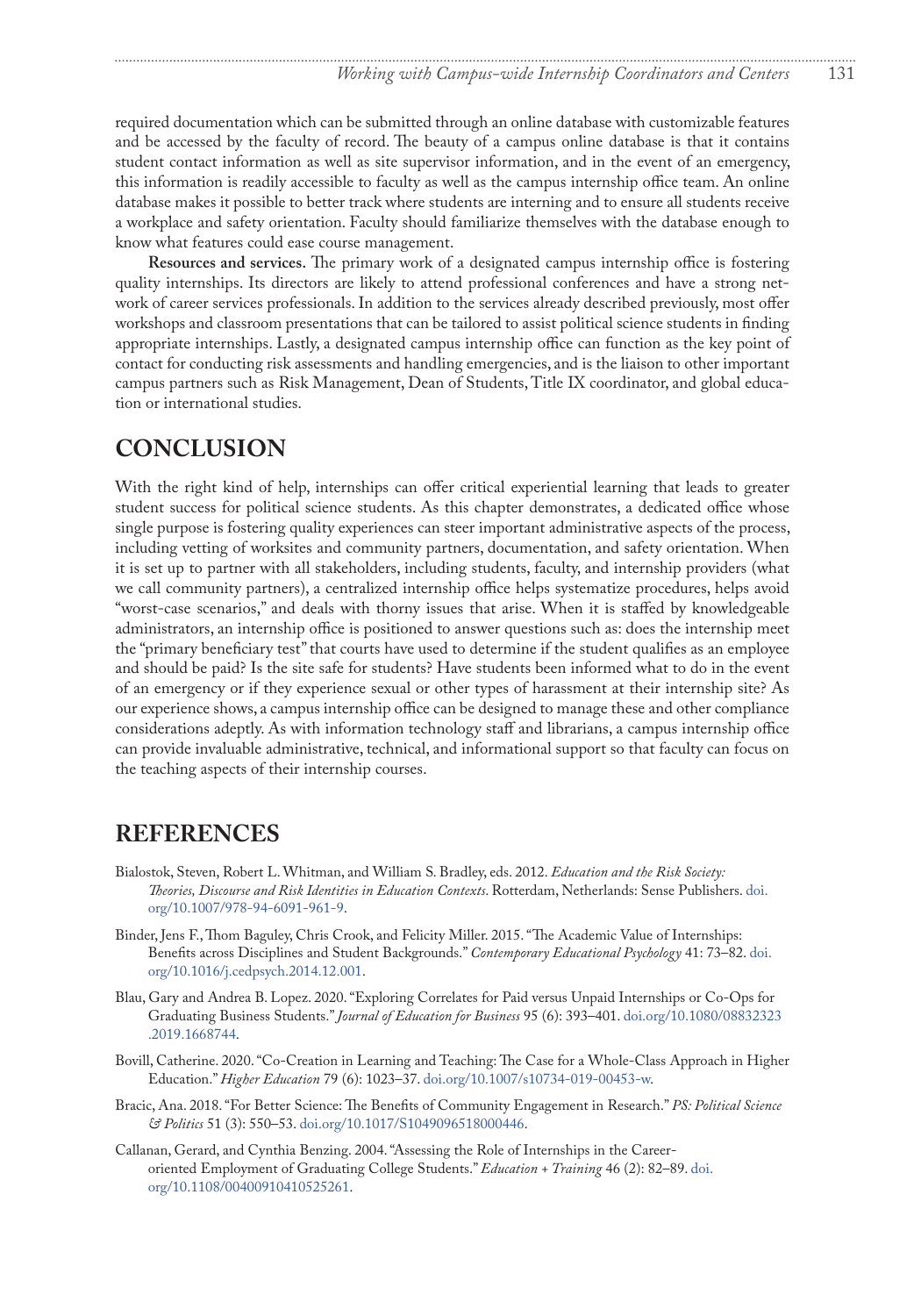required documentation which can be submitted through an online database with customizable features and be accessed by the faculty of record. The beauty of a campus online database is that it contains student contact information as well as site supervisor information, and in the event of an emergency, this information is readily accessible to faculty as well as the campus internship office team. An online database makes it possible to better track where students are interning and to ensure all students receive a workplace and safety orientation. Faculty should familiarize themselves with the database enough to know what features could ease course management.

**Resources and services.** The primary work of a designated campus internship office is fostering quality internships. Its directors are likely to attend professional conferences and have a strong network of career services professionals. In addition to the services already described previously, most offer workshops and classroom presentations that can be tailored to assist political science students in finding appropriate internships. Lastly, a designated campus internship office can function as the key point of contact for conducting risk assessments and handling emergencies, and is the liaison to other important campus partners such as Risk Management, Dean of Students, Title IX coordinator, and global education or international studies.

## CONCLUSION

With the right kind of help, internships can offer critical experiential learning that leads to greater student success for political science students. As this chapter demonstrates, a dedicated office whose single purpose is fostering quality experiences can steer important administrative aspects of the process, including vetting of worksites and community partners, documentation, and safety orientation. When it is set up to partner with all stakeholders, including students, faculty, and internship providers (what we call community partners), a centralized internship office helps systematize procedures, helps avoid "worst-case scenarios," and deals with thorny issues that arise. When it is staffed by knowledgeable administrators, an internship office is positioned to answer questions such as: does the internship meet the "primary beneficiary test" that courts have used to determine if the student qualifies as an employee and should be paid? Is the site safe for students? Have students been informed what to do in the event of an emergency or if they experience sexual or other types of harassment at their internship site? As our experience shows, a campus internship office can be designed to manage these and other compliance considerations adeptly. As with information technology staff and librarians, a campus internship office can provide invaluable administrative, technical, and informational support so that faculty can focus on the teaching aspects of their internship courses.

## REFERENCES

Bialostok, Steven, Robert L. Whitman, and William S. Bradley, eds. 2012. *Education and the Risk Society: Theories, Discourse and Risk Identities in Education Contexts*. Rotterdam, Netherlands: Sense Publishers. doi.org/10.1007/978-94-6091-961-9.

Binder, Jens F., Thom Baguley, Chris Crook, and Felicity Miller. 2015. "The Academic Value of Internships: Benefits across Disciplines and Student Backgrounds." *Contemporary Educational Psychology* 41: 73–82. doi.org/10.1016/j.cedpsych.2014.12.001.

Blau, Gary and Andrea B. Lopez. 2020. "Exploring Correlates for Paid versus Unpaid Internships or Co-Ops for Graduating Business Students." *Journal of Education for Business* 95 (6): 393–401. doi.org/10.1080/08832323.2019.1668744.

Bovill, Catherine. 2020. "Co-Creation in Learning and Teaching: The Case for a Whole-Class Approach in Higher Education." *Higher Education* 79 (6): 1023–37. doi.org/10.1007/s10734-019-00453-w.

Bracic, Ana. 2018. "For Better Science: The Benefits of Community Engagement in Research." *PS: Political Science & Politics* 51 (3): 550–53. doi.org/10.1017/S1049096518000446.

Callanan, Gerard, and Cynthia Benzing. 2004. "Assessing the Role of Internships in the Career-oriented Employment of Graduating College Students." *Education + Training* 46 (2): 82–89. doi.org/10.1108/00400910410525261.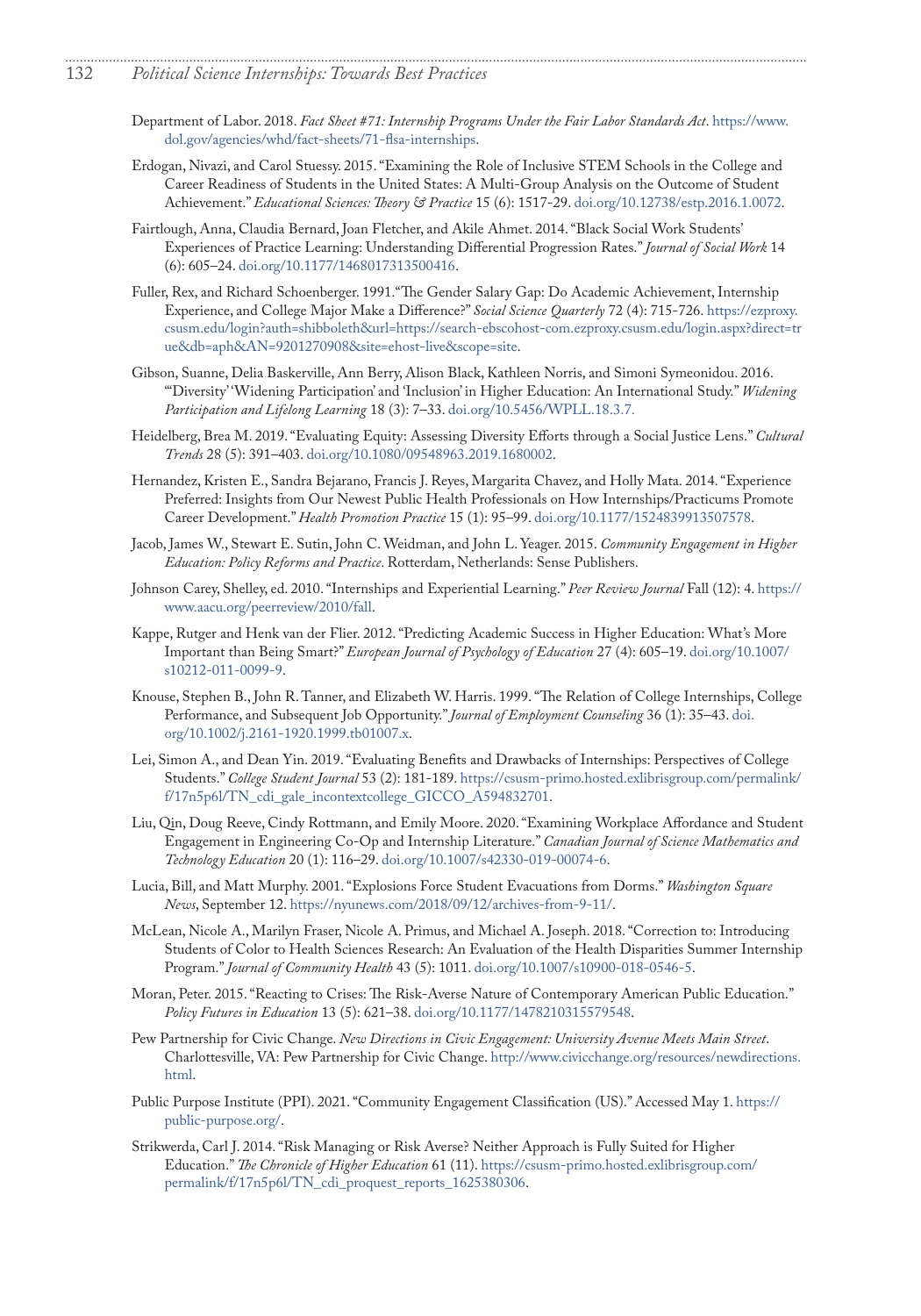Department of Labor. 2018. *Fact Sheet #71: Internship Programs Under the Fair Labor Standards Act*. https://www.dol.gov/agencies/whd/fact-sheets/71-flsa-internships.

Erdogan, Nivazi, and Carol Stuessy. 2015. "Examining the Role of Inclusive STEM Schools in the College and Career Readiness of Students in the United States: A Multi-Group Analysis on the Outcome of Student Achievement." *Educational Sciences: Theory & Practice* 15 (6): 1517-29. doi.org/10.12738/estp.2016.1.0072.

Fairtlough, Anna, Claudia Bernard, Joan Fletcher, and Akile Ahmet. 2014. "Black Social Work Students' Experiences of Practice Learning: Understanding Differential Progression Rates." *Journal of Social Work* 14 (6): 605–24. doi.org/10.1177/1468017313500416.

Fuller, Rex, and Richard Schoenberger. 1991."The Gender Salary Gap: Do Academic Achievement, Internship Experience, and College Major Make a Difference?" *Social Science Quarterly* 72 (4): 715-726. https://ezproxy.csusm.edu/login?auth=shibboleth&url=https://search-ebscohost-com.ezproxy.csusm.edu/login.aspx?direct=true&db=aph&AN=9201270908&site=ehost-live&scope=site.

Gibson, Suanne, Delia Baskerville, Ann Berry, Alison Black, Kathleen Norris, and Simoni Symeonidou. 2016. "'Diversity' 'Widening Participation' and 'Inclusion' in Higher Education: An International Study." *Widening Participation and Lifelong Learning* 18 (3): 7–33. doi.org/10.5456/WPLL.18.3.7.

Heidelberg, Brea M. 2019. "Evaluating Equity: Assessing Diversity Efforts through a Social Justice Lens." *Cultural Trends* 28 (5): 391–403. doi.org/10.1080/09548963.2019.1680002.

Hernandez, Kristen E., Sandra Bejarano, Francis J. Reyes, Margarita Chavez, and Holly Mata. 2014. "Experience Preferred: Insights from Our Newest Public Health Professionals on How Internships/Practicums Promote Career Development." *Health Promotion Practice* 15 (1): 95–99. doi.org/10.1177/1524839913507578.

Jacob, James W., Stewart E. Sutin, John C. Weidman, and John L. Yeager. 2015. *Community Engagement in Higher Education: Policy Reforms and Practice*. Rotterdam, Netherlands: Sense Publishers.

Johnson Carey, Shelley, ed. 2010. "Internships and Experiential Learning." *Peer Review Journal* Fall (12): 4. https://www.aacu.org/peerreview/2010/fall.

Kappe, Rutger and Henk van der Flier. 2012. "Predicting Academic Success in Higher Education: What's More Important than Being Smart?" *European Journal of Psychology of Education* 27 (4): 605–19. doi.org/10.1007/s10212-011-0099-9.

Knouse, Stephen B., John R. Tanner, and Elizabeth W. Harris. 1999. "The Relation of College Internships, College Performance, and Subsequent Job Opportunity." *Journal of Employment Counseling* 36 (1): 35–43. doi.org/10.1002/j.2161-1920.1999.tb01007.x.

Lei, Simon A., and Dean Yin. 2019. "Evaluating Benefits and Drawbacks of Internships: Perspectives of College Students." *College Student Journal* 53 (2): 181-189. https://csusm-primo.hosted.exlibrisgroup.com/permalink/f/17n5p6l/TN_cdi_gale_incontextcollege_GICCO_A594832701.

Liu, Qin, Doug Reeve, Cindy Rottmann, and Emily Moore. 2020. "Examining Workplace Affordance and Student Engagement in Engineering Co-Op and Internship Literature." *Canadian Journal of Science Mathematics and Technology Education* 20 (1): 116–29. doi.org/10.1007/s42330-019-00074-6.

Lucia, Bill, and Matt Murphy. 2001. "Explosions Force Student Evacuations from Dorms." *Washington Square News*, September 12. https://nyunews.com/2018/09/12/archives-from-9-11/.

McLean, Nicole A., Marilyn Fraser, Nicole A. Primus, and Michael A. Joseph. 2018. "Correction to: Introducing Students of Color to Health Sciences Research: An Evaluation of the Health Disparities Summer Internship Program." *Journal of Community Health* 43 (5): 1011. doi.org/10.1007/s10900-018-0546-5.

Moran, Peter. 2015. "Reacting to Crises: The Risk-Averse Nature of Contemporary American Public Education." *Policy Futures in Education* 13 (5): 621–38. doi.org/10.1177/1478210315579548.

Pew Partnership for Civic Change. *New Directions in Civic Engagement: University Avenue Meets Main Street*. Charlottesville, VA: Pew Partnership for Civic Change. http://www.civicchange.org/resources/newdirections.html.

Public Purpose Institute (PPI). 2021. "Community Engagement Classification (US)." Accessed May 1. https://public-purpose.org/.

Strikwerda, Carl J. 2014. "Risk Managing or Risk Averse? Neither Approach is Fully Suited for Higher Education." *The Chronicle of Higher Education* 61 (11). https://csusm-primo.hosted.exlibrisgroup.com/permalink/f/17n5p6l/TN_cdi_proquest_reports_1625380306.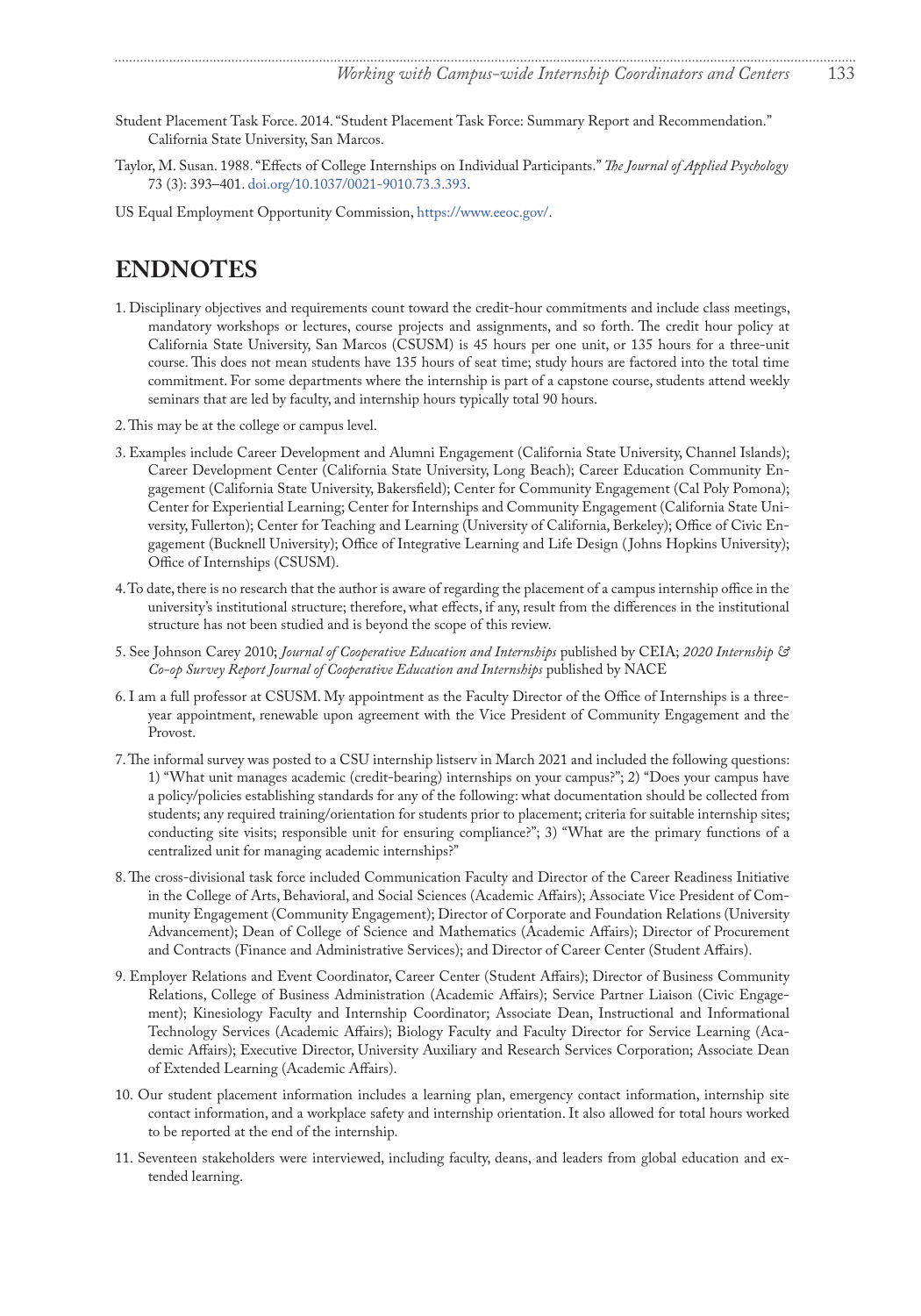Student Placement Task Force. 2014. "Student Placement Task Force: Summary Report and Recommendation." California State University, San Marcos.

Taylor, M. Susan. 1988. "Effects of College Internships on Individual Participants." *The Journal of Applied Psychology* 73 (3): 393–401. doi.org/10.1037/0021-9010.73.3.393.

US Equal Employment Opportunity Commission, https://www.eeoc.gov/.

## ENDNOTES

1. Disciplinary objectives and requirements count toward the credit-hour commitments and include class meetings, mandatory workshops or lectures, course projects and assignments, and so forth. The credit hour policy at California State University, San Marcos (CSUSM) is 45 hours per one unit, or 135 hours for a three-unit course. This does not mean students have 135 hours of seat time; study hours are factored into the total time commitment. For some departments where the internship is part of a capstone course, students attend weekly seminars that are led by faculty, and internship hours typically total 90 hours.

2. This may be at the college or campus level.

3. Examples include Career Development and Alumni Engagement (California State University, Channel Islands); Career Development Center (California State University, Long Beach); Career Education Community Engagement (California State University, Bakersfield); Center for Community Engagement (Cal Poly Pomona); Center for Experiential Learning; Center for Internships and Community Engagement (California State University, Fullerton); Center for Teaching and Learning (University of California, Berkeley); Office of Civic Engagement (Bucknell University); Office of Integrative Learning and Life Design (Johns Hopkins University); Office of Internships (CSUSM).

4. To date, there is no research that the author is aware of regarding the placement of a campus internship office in the university's institutional structure; therefore, what effects, if any, result from the differences in the institutional structure has not been studied and is beyond the scope of this review.

5. See Johnson Carey 2010; *Journal of Cooperative Education and Internships* published by CEIA; *2020 Internship & Co-op Survey Report Journal of Cooperative Education and Internships* published by NACE

6. I am a full professor at CSUSM. My appointment as the Faculty Director of the Office of Internships is a three-year appointment, renewable upon agreement with the Vice President of Community Engagement and the Provost.

7. The informal survey was posted to a CSU internship listserv in March 2021 and included the following questions: 1) "What unit manages academic (credit-bearing) internships on your campus?"; 2) "Does your campus have a policy/policies establishing standards for any of the following: what documentation should be collected from students; any required training/orientation for students prior to placement; criteria for suitable internship sites; conducting site visits; responsible unit for ensuring compliance?"; 3) "What are the primary functions of a centralized unit for managing academic internships?"

8. The cross-divisional task force included Communication Faculty and Director of the Career Readiness Initiative in the College of Arts, Behavioral, and Social Sciences (Academic Affairs); Associate Vice President of Community Engagement (Community Engagement); Director of Corporate and Foundation Relations (University Advancement); Dean of College of Science and Mathematics (Academic Affairs); Director of Procurement and Contracts (Finance and Administrative Services); and Director of Career Center (Student Affairs).

9. Employer Relations and Event Coordinator, Career Center (Student Affairs); Director of Business Community Relations, College of Business Administration (Academic Affairs); Service Partner Liaison (Civic Engagement); Kinesiology Faculty and Internship Coordinator; Associate Dean, Instructional and Informational Technology Services (Academic Affairs); Biology Faculty and Faculty Director for Service Learning (Academic Affairs); Executive Director, University Auxiliary and Research Services Corporation; Associate Dean of Extended Learning (Academic Affairs).

10. Our student placement information includes a learning plan, emergency contact information, internship site contact information, and a workplace safety and internship orientation. It also allowed for total hours worked to be reported at the end of the internship.

11. Seventeen stakeholders were interviewed, including faculty, deans, and leaders from global education and extended learning.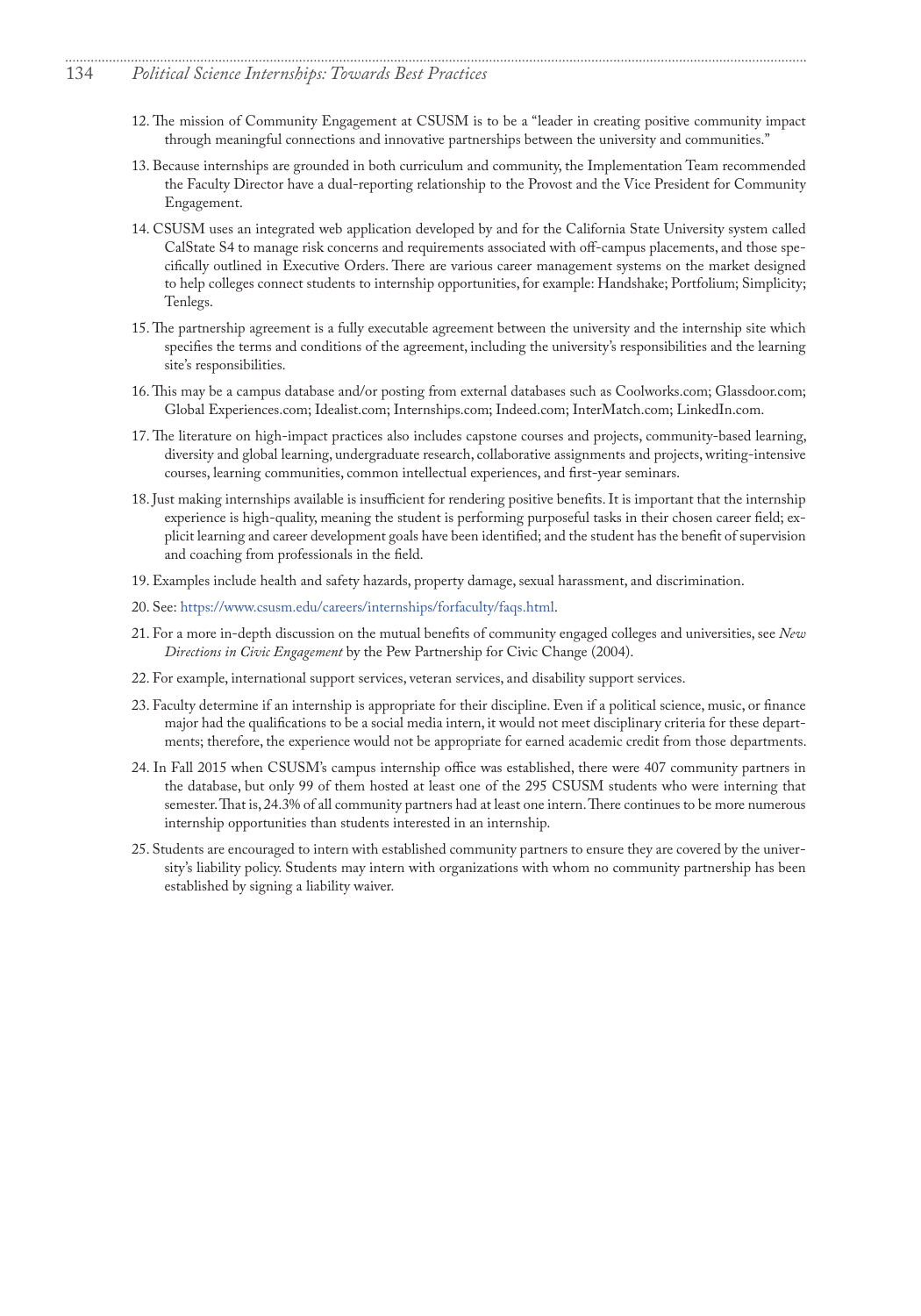12. The mission of Community Engagement at CSUSM is to be a "leader in creating positive community impact through meaningful connections and innovative partnerships between the university and communities."

13. Because internships are grounded in both curriculum and community, the Implementation Team recommended the Faculty Director have a dual-reporting relationship to the Provost and the Vice President for Community Engagement.

14. CSUSM uses an integrated web application developed by and for the California State University system called CalState S4 to manage risk concerns and requirements associated with off-campus placements, and those specifically outlined in Executive Orders. There are various career management systems on the market designed to help colleges connect students to internship opportunities, for example: Handshake; Portfolium; Simplicity; Tenlegs.

15. The partnership agreement is a fully executable agreement between the university and the internship site which specifies the terms and conditions of the agreement, including the university's responsibilities and the learning site's responsibilities.

16. This may be a campus database and/or posting from external databases such as Coolworks.com; Glassdoor.com; Global Experiences.com; Idealist.com; Internships.com; Indeed.com; InterMatch.com; LinkedIn.com.

17. The literature on high-impact practices also includes capstone courses and projects, community-based learning, diversity and global learning, undergraduate research, collaborative assignments and projects, writing-intensive courses, learning communities, common intellectual experiences, and first-year seminars.

18. Just making internships available is insufficient for rendering positive benefits. It is important that the internship experience is high-quality, meaning the student is performing purposeful tasks in their chosen career field; explicit learning and career development goals have been identified; and the student has the benefit of supervision and coaching from professionals in the field.

19. Examples include health and safety hazards, property damage, sexual harassment, and discrimination.

20. See: https://www.csusm.edu/careers/internships/forfaculty/faqs.html.

21. For a more in-depth discussion on the mutual benefits of community engaged colleges and universities, see *New Directions in Civic Engagement* by the Pew Partnership for Civic Change (2004).

22. For example, international support services, veteran services, and disability support services.

23. Faculty determine if an internship is appropriate for their discipline. Even if a political science, music, or finance major had the qualifications to be a social media intern, it would not meet disciplinary criteria for these departments; therefore, the experience would not be appropriate for earned academic credit from those departments.

24. In Fall 2015 when CSUSM's campus internship office was established, there were 407 community partners in the database, but only 99 of them hosted at least one of the 295 CSUSM students who were interning that semester. That is, 24.3% of all community partners had at least one intern. There continues to be more numerous internship opportunities than students interested in an internship.

25. Students are encouraged to intern with established community partners to ensure they are covered by the university's liability policy. Students may intern with organizations with whom no community partnership has been established by signing a liability waiver.